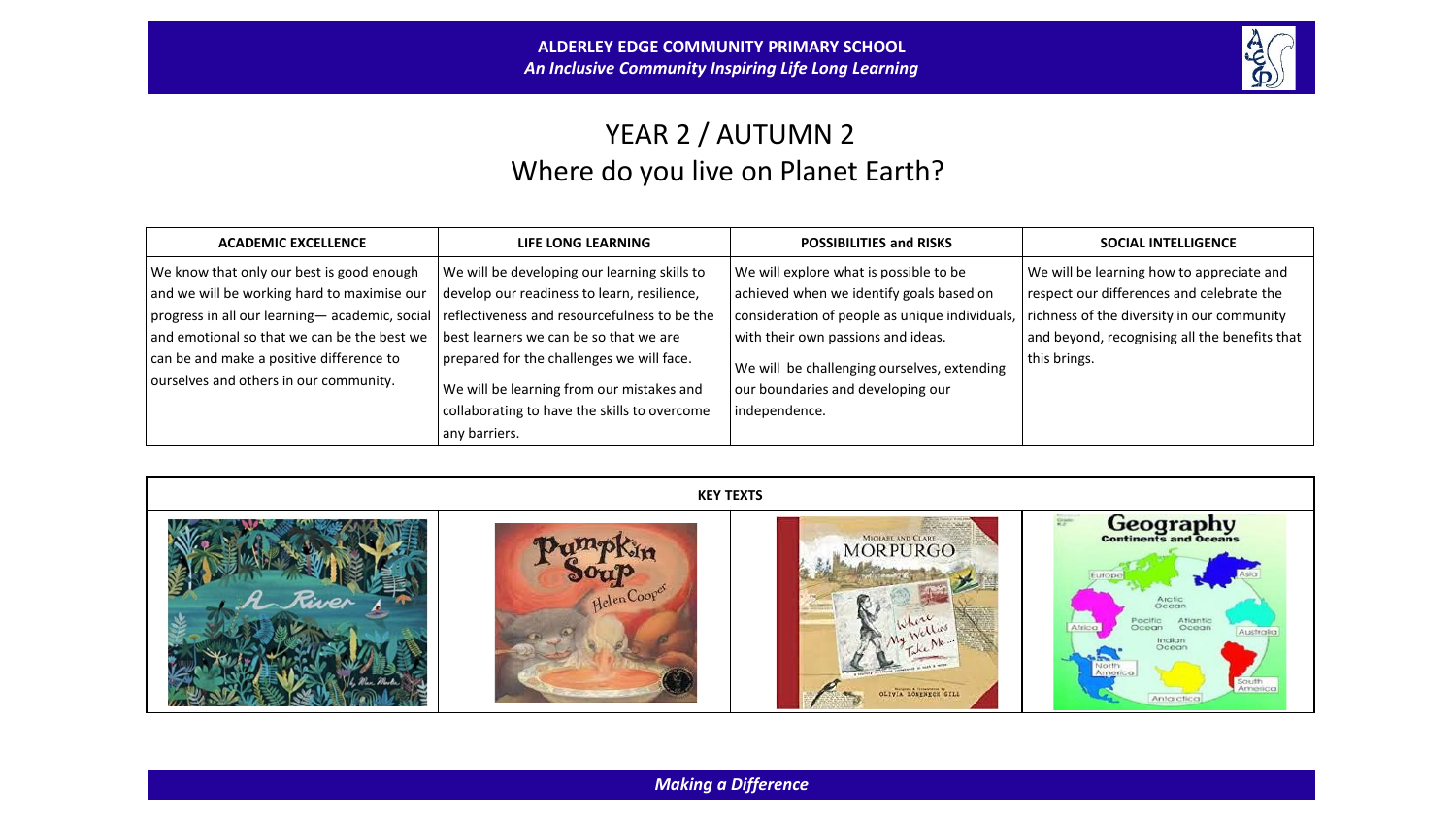**ALDERLEY EDGE COMMUNITY PRIMARY SCHOOL**
***An Inclusive Community Inspiring Life Long Learning***

# YEAR 2 / AUTUMN 2
## Where do you live on Planet Earth?

| ACADEMIC EXCELLENCE | LIFE LONG LEARNING | POSSIBILITIES and RISKS | SOCIAL INTELLIGENCE |
|---|---|---|---|
| We know that only our best is good enough and we will be working hard to maximise our progress in all our learning— academic, social and emotional so that we can be the best we can be and make a positive difference to ourselves and others in our community. | We will be developing our learning skills to develop our readiness to learn, resilience, reflectiveness and resourcefulness to be the best learners we can be so that we are prepared for the challenges we will face. We will be learning from our mistakes and collaborating to have the skills to overcome any barriers. | We will explore what is possible to be achieved when we identify goals based on consideration of people as unique individuals, with their own passions and ideas. We will be challenging ourselves, extending our boundaries and developing our independence. | We will be learning how to appreciate and respect our differences and celebrate the richness of the diversity in our community and beyond, recognising all the benefits that this brings. |

| KEY TEXTS | | | |
|---|---|---|---|
| A River | Pumpkin Soup – Helen Cooper | Where My Wellies Take Me… – Michael and Clare Morpurgo | Geography: Continents and Oceans |

***Making a Difference***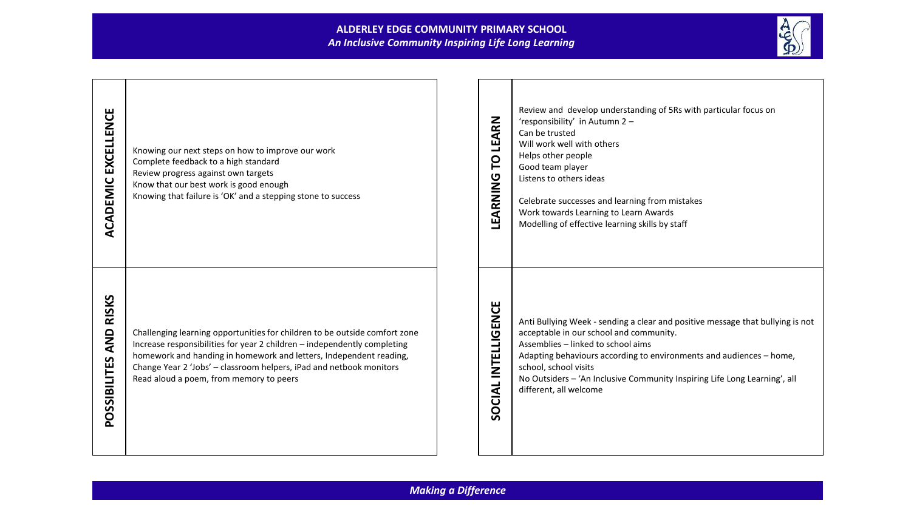**ALDERLEY EDGE COMMUNITY PRIMARY SCHOOL**

***An Inclusive Community Inspiring Life Long Learning***

## ACADEMIC EXCELLENCE

Knowing our next steps on how to improve our work
Complete feedback to a high standard
Review progress against own targets
Know that our best work is good enough
Knowing that failure is 'OK' and a stepping stone to success

## POSSIBILITES AND RISKS

Challenging learning opportunities for children to be outside comfort zone
Increase responsibilities for year 2 children – independently completing homework and handing in homework and letters, Independent reading,
Change Year 2 'Jobs' – classroom helpers, iPad and netbook monitors
Read aloud a poem, from memory to peers

## LEARNING TO LEARN

Review and develop understanding of 5Rs with particular focus on 'responsibility' in Autumn 2 –
Can be trusted
Will work well with others
Helps other people
Good team player
Listens to others ideas

Celebrate successes and learning from mistakes
Work towards Learning to Learn Awards
Modelling of effective learning skills by staff

## SOCIAL INTELLIGENCE

Anti Bullying Week - sending a clear and positive message that bullying is not acceptable in our school and community.
Assemblies – linked to school aims
Adapting behaviours according to environments and audiences – home, school, school visits
No Outsiders – 'An Inclusive Community Inspiring Life Long Learning', all different, all welcome

***Making a Difference***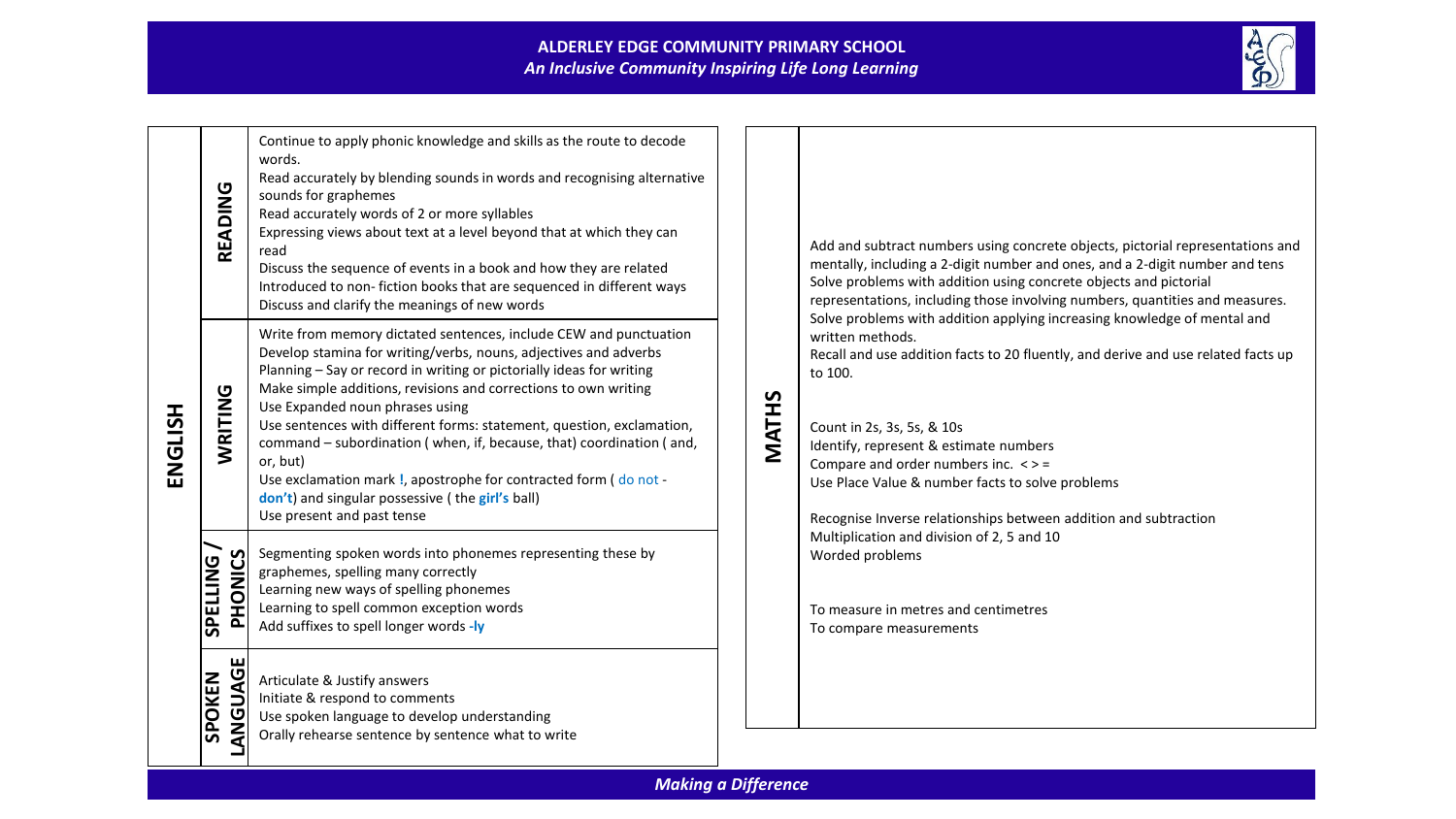**ALDERLEY EDGE COMMUNITY PRIMARY SCHOOL**
***An Inclusive Community Inspiring Life Long Learning***

## ENGLISH

| | |
|---|---|
| **READING** | Continue to apply phonic knowledge and skills as the route to decode words.<br>Read accurately by blending sounds in words and recognising alternative sounds for graphemes<br>Read accurately words of 2 or more syllables<br>Expressing views about text at a level beyond that at which they can read<br>Discuss the sequence of events in a book and how they are related<br>Introduced to non- fiction books that are sequenced in different ways<br>Discuss and clarify the meanings of new words |
| **WRITING** | Write from memory dictated sentences, include CEW and punctuation<br>Develop stamina for writing/verbs, nouns, adjectives and adverbs<br>Planning – Say or record in writing or pictorially ideas for writing<br>Make simple additions, revisions and corrections to own writing<br>Use Expanded noun phrases using<br>Use sentences with different forms: statement, question, exclamation, command – subordination ( when, if, because, that) coordination ( and, or, but)<br>Use exclamation mark **!**, apostrophe for contracted form ( do not - **don't**) and singular possessive ( the **girl's** ball)<br>Use present and past tense |
| **SPELLING / PHONICS** | Segmenting spoken words into phonemes representing these by graphemes, spelling many correctly<br>Learning new ways of spelling phonemes<br>Learning to spell common exception words<br>Add suffixes to spell longer words **-ly** |
| **SPOKEN LANGUAGE** | Articulate & Justify answers<br>Initiate & respond to comments<br>Use spoken language to develop understanding<br>Orally rehearse sentence by sentence what to write |

## MATHS

Add and subtract numbers using concrete objects, pictorial representations and mentally, including a 2-digit number and ones, and a 2-digit number and tens
Solve problems with addition using concrete objects and pictorial representations, including those involving numbers, quantities and measures.
Solve problems with addition applying increasing knowledge of mental and written methods.
Recall and use addition facts to 20 fluently, and derive and use related facts up to 100.

Count in 2s, 3s, 5s, & 10s
Identify, represent & estimate numbers
Compare and order numbers inc. < > =
Use Place Value & number facts to solve problems

Recognise Inverse relationships between addition and subtraction
Multiplication and division of 2, 5 and 10
Worded problems

To measure in metres and centimetres
To compare measurements

***Making a Difference***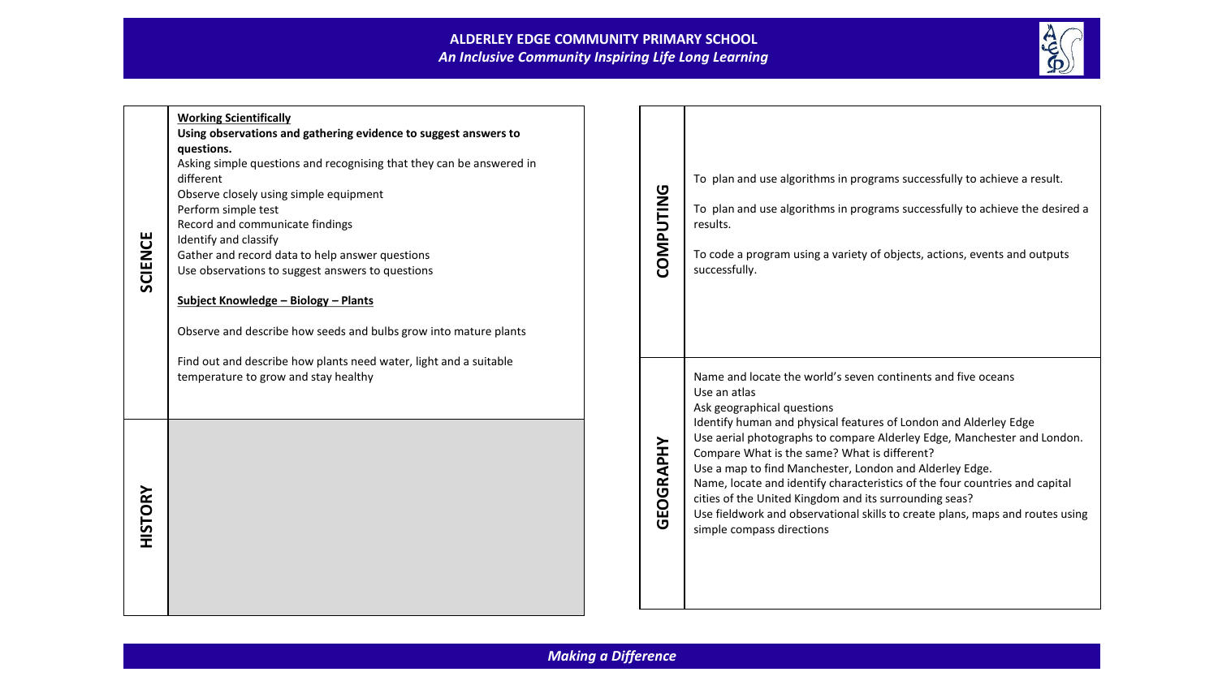# ALDERLEY EDGE COMMUNITY PRIMARY SCHOOL

*An Inclusive Community Inspiring Life Long Learning*

## SCIENCE

**<u>Working Scientifically</u>**

**Using observations and gathering evidence to suggest answers to questions.**

Asking simple questions and recognising that they can be answered in different
Observe closely using simple equipment
Perform simple test
Record and communicate findings
Identify and classify
Gather and record data to help answer questions
Use observations to suggest answers to questions

**<u>Subject Knowledge – Biology – Plants</u>**

Observe and describe how seeds and bulbs grow into mature plants

Find out and describe how plants need water, light and a suitable temperature to grow and stay healthy

## HISTORY

## COMPUTING

To plan and use algorithms in programs successfully to achieve a result.

To plan and use algorithms in programs successfully to achieve the desired a results.

To code a program using a variety of objects, actions, events and outputs successfully.

## GEOGRAPHY

Name and locate the world's seven continents and five oceans
Use an atlas
Ask geographical questions
Identify human and physical features of London and Alderley Edge
Use aerial photographs to compare Alderley Edge, Manchester and London.
Compare What is the same? What is different?
Use a map to find Manchester, London and Alderley Edge.
Name, locate and identify characteristics of the four countries and capital cities of the United Kingdom and its surrounding seas?
Use fieldwork and observational skills to create plans, maps and routes using simple compass directions

*Making a Difference*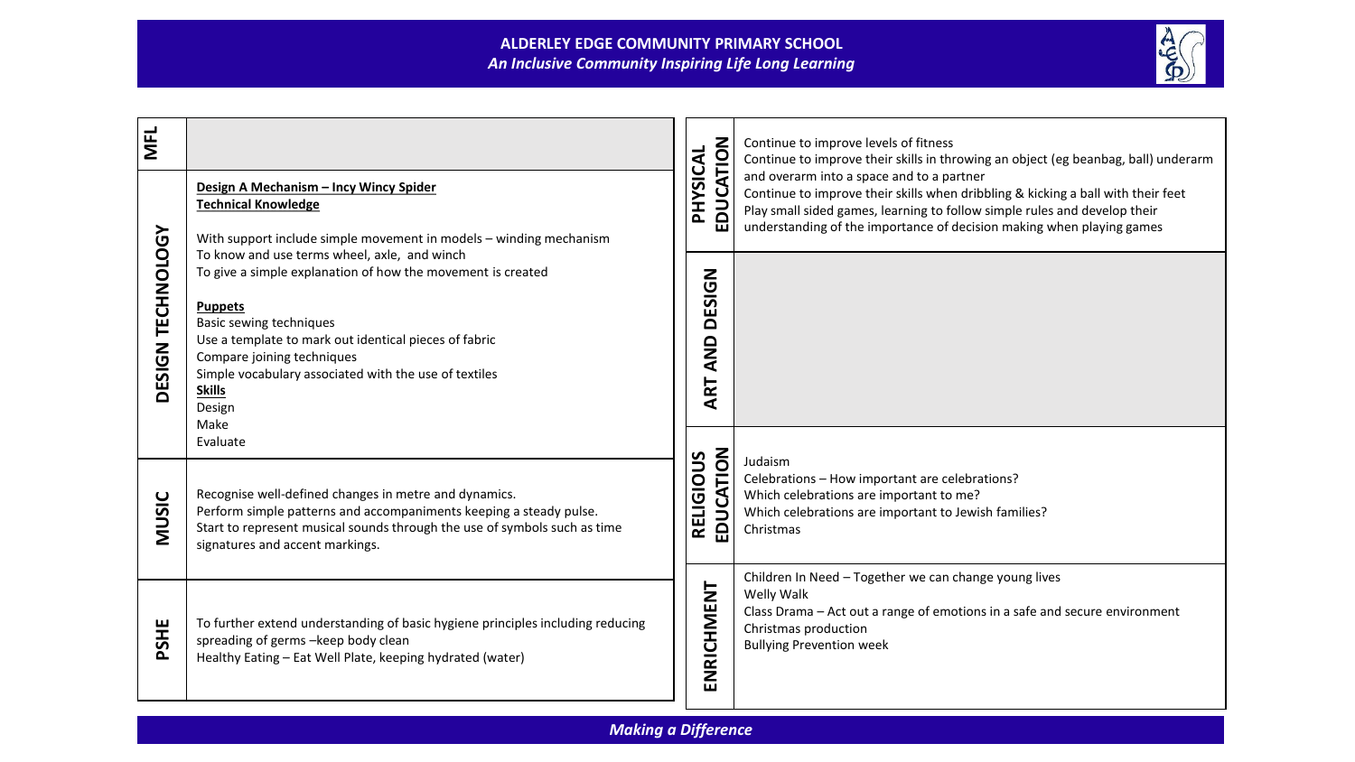**ALDERLEY EDGE COMMUNITY PRIMARY SCHOOL**
***An Inclusive Community Inspiring Life Long Learning***

| | |
|---|---|
| **MFL** | |
| **DESIGN TECHNOLOGY** | **Design A Mechanism – Incy Wincy Spider**<br>**Technical Knowledge**<br><br>With support include simple movement in models – winding mechanism<br>To know and use terms wheel, axle, and winch<br>To give a simple explanation of how the movement is created<br><br>**Puppets**<br>Basic sewing techniques<br>Use a template to mark out identical pieces of fabric<br>Compare joining techniques<br>Simple vocabulary associated with the use of textiles<br>**Skills**<br>Design<br>Make<br>Evaluate |
| **MUSIC** | Recognise well-defined changes in metre and dynamics.<br>Perform simple patterns and accompaniments keeping a steady pulse.<br>Start to represent musical sounds through the use of symbols such as time signatures and accent markings. |
| **PSHE** | To further extend understanding of basic hygiene principles including reducing spreading of germs –keep body clean<br>Healthy Eating – Eat Well Plate, keeping hydrated (water) |

| | |
|---|---|
| **PHYSICAL EDUCATION** | Continue to improve levels of fitness<br>Continue to improve their skills in throwing an object (eg beanbag, ball) underarm and overarm into a space and to a partner<br>Continue to improve their skills when dribbling & kicking a ball with their feet<br>Play small sided games, learning to follow simple rules and develop their understanding of the importance of decision making when playing games |
| **ART AND DESIGN** | |
| **RELIGIOUS EDUCATION** | Judaism<br>Celebrations – How important are celebrations?<br>Which celebrations are important to me?<br>Which celebrations are important to Jewish families?<br>Christmas |
| **ENRICHMENT** | Children In Need – Together we can change young lives<br>Welly Walk<br>Class Drama – Act out a range of emotions in a safe and secure environment<br>Christmas production<br>Bullying Prevention week |

***Making a Difference***